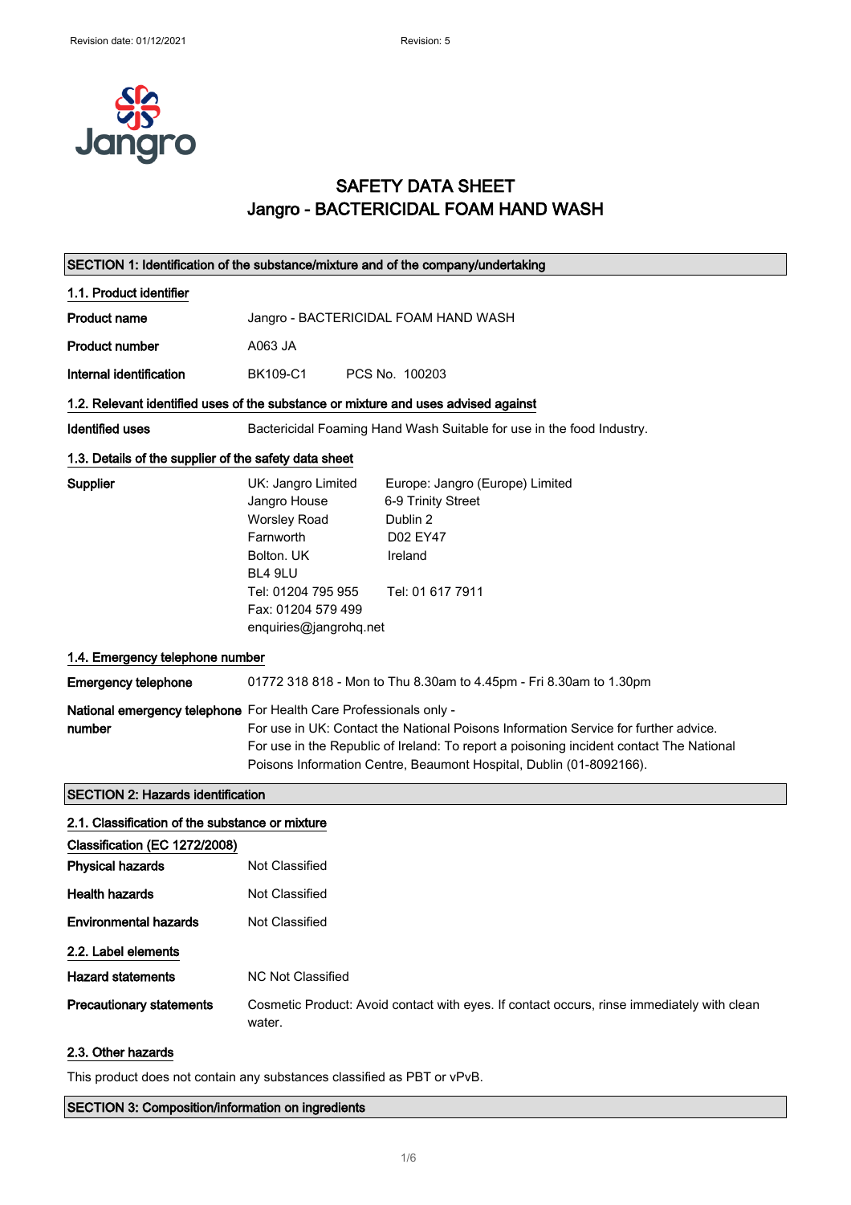# SAFETY DATA SHEET
# Jangro - BACTERICIDAL FOAM HAND WASH

## SECTION 1: Identification of the substance/mixture and of the company/undertaking

### 1.1. Product identifier

| | |
|---|---|
| **Product name** | Jangro - BACTERICIDAL FOAM HAND WASH |
| **Product number** | A063 JA |
| **Internal identification** | BK109-C1 PCS No. 100203 |

### 1.2. Relevant identified uses of the substance or mixture and uses advised against

| | |
|---|---|
| **Identified uses** | Bactericidal Foaming Hand Wash Suitable for use in the food Industry. |

### 1.3. Details of the supplier of the safety data sheet

| | | |
|---|---|---|
| **Supplier** | UK: Jangro Limited<br>Jangro House<br>Worsley Road<br>Farnworth<br>Bolton. UK<br>BL4 9LU<br>Tel: 01204 795 955<br>Fax: 01204 579 499<br>enquiries@jangrohq.net | Europe: Jangro (Europe) Limited<br>6-9 Trinity Street<br>Dublin 2<br>D02 EY47<br>Ireland<br><br>Tel: 01 617 7911 |

### 1.4. Emergency telephone number

| | |
|---|---|
| **Emergency telephone** | 01772 318 818 - Mon to Thu 8.30am to 4.45pm - Fri 8.30am to 1.30pm |
| **National emergency telephone number** | For Health Care Professionals only -<br>For use in UK: Contact the National Poisons Information Service for further advice.<br>For use in the Republic of Ireland: To report a poisoning incident contact The National Poisons Information Centre, Beaumont Hospital, Dublin (01-8092166). |

## SECTION 2: Hazards identification

### 2.1. Classification of the substance or mixture

**Classification (EC 1272/2008)**

| | |
|---|---|
| **Physical hazards** | Not Classified |
| **Health hazards** | Not Classified |
| **Environmental hazards** | Not Classified |

### 2.2. Label elements

| | |
|---|---|
| **Hazard statements** | NC Not Classified |
| **Precautionary statements** | Cosmetic Product: Avoid contact with eyes. If contact occurs, rinse immediately with clean water. |

### 2.3. Other hazards

This product does not contain any substances classified as PBT or vPvB.

## SECTION 3: Composition/information on ingredients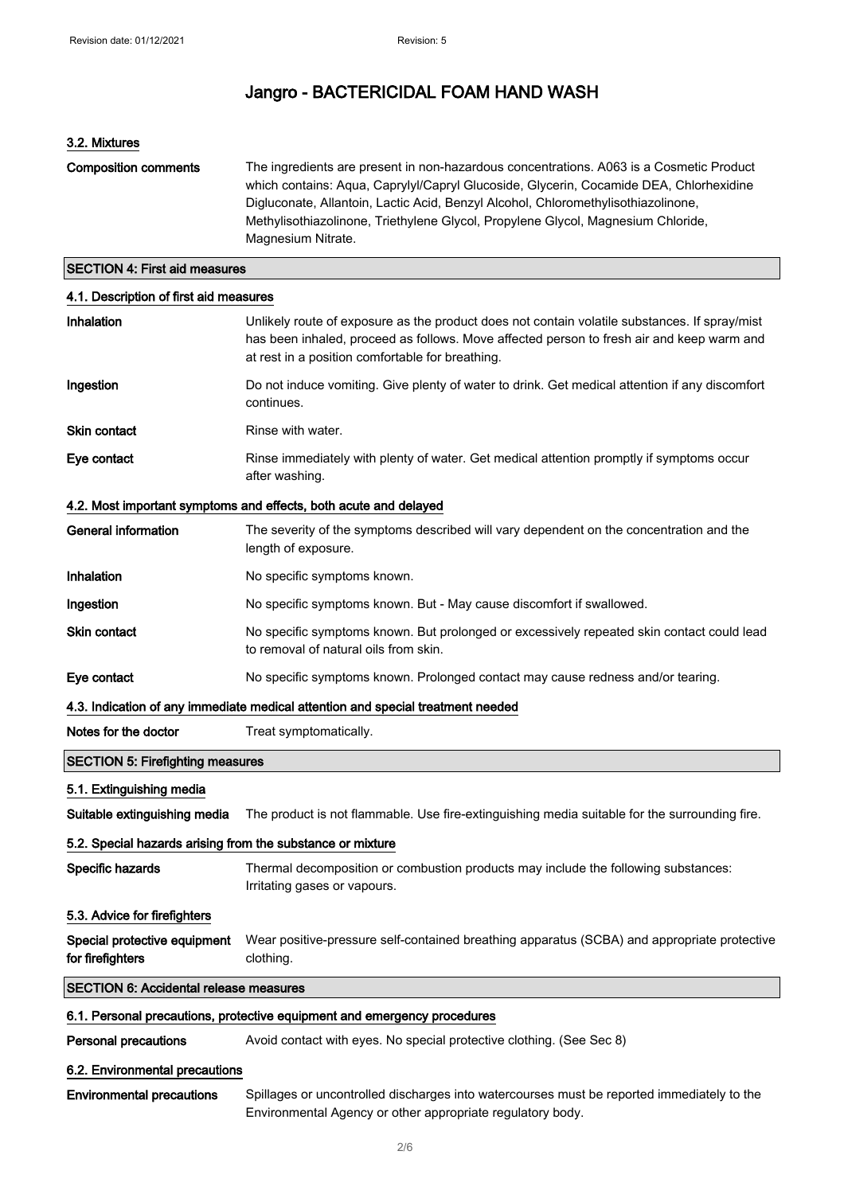# Jangro - BACTERICIDAL FOAM HAND WASH

### 3.2. Mixtures

**Composition comments** The ingredients are present in non-hazardous concentrations. A063 is a Cosmetic Product which contains: Aqua, Caprylyl/Capryl Glucoside, Glycerin, Cocamide DEA, Chlorhexidine Digluconate, Allantoin, Lactic Acid, Benzyl Alcohol, Chloromethylisothiazolinone, Methylisothiazolinone, Triethylene Glycol, Propylene Glycol, Magnesium Chloride, Magnesium Nitrate.

## SECTION 4: First aid measures

### 4.1. Description of first aid measures

**Inhalation** Unlikely route of exposure as the product does not contain volatile substances. If spray/mist has been inhaled, proceed as follows. Move affected person to fresh air and keep warm and at rest in a position comfortable for breathing.

**Ingestion** Do not induce vomiting. Give plenty of water to drink. Get medical attention if any discomfort continues.

**Skin contact** Rinse with water.

**Eye contact** Rinse immediately with plenty of water. Get medical attention promptly if symptoms occur after washing.

### 4.2. Most important symptoms and effects, both acute and delayed

**General information** The severity of the symptoms described will vary dependent on the concentration and the length of exposure.

**Inhalation** No specific symptoms known.

**Ingestion** No specific symptoms known. But - May cause discomfort if swallowed.

**Skin contact** No specific symptoms known. But prolonged or excessively repeated skin contact could lead to removal of natural oils from skin.

**Eye contact** No specific symptoms known. Prolonged contact may cause redness and/or tearing.

### 4.3. Indication of any immediate medical attention and special treatment needed

**Notes for the doctor** Treat symptomatically.

## SECTION 5: Firefighting measures

### 5.1. Extinguishing media

**Suitable extinguishing media** The product is not flammable. Use fire-extinguishing media suitable for the surrounding fire.

### 5.2. Special hazards arising from the substance or mixture

**Specific hazards** Thermal decomposition or combustion products may include the following substances: Irritating gases or vapours.

### 5.3. Advice for firefighters

**Special protective equipment for firefighters** Wear positive-pressure self-contained breathing apparatus (SCBA) and appropriate protective clothing.

## SECTION 6: Accidental release measures

### 6.1. Personal precautions, protective equipment and emergency procedures

**Personal precautions** Avoid contact with eyes. No special protective clothing. (See Sec 8)

### 6.2. Environmental precautions

**Environmental precautions** Spillages or uncontrolled discharges into watercourses must be reported immediately to the Environmental Agency or other appropriate regulatory body.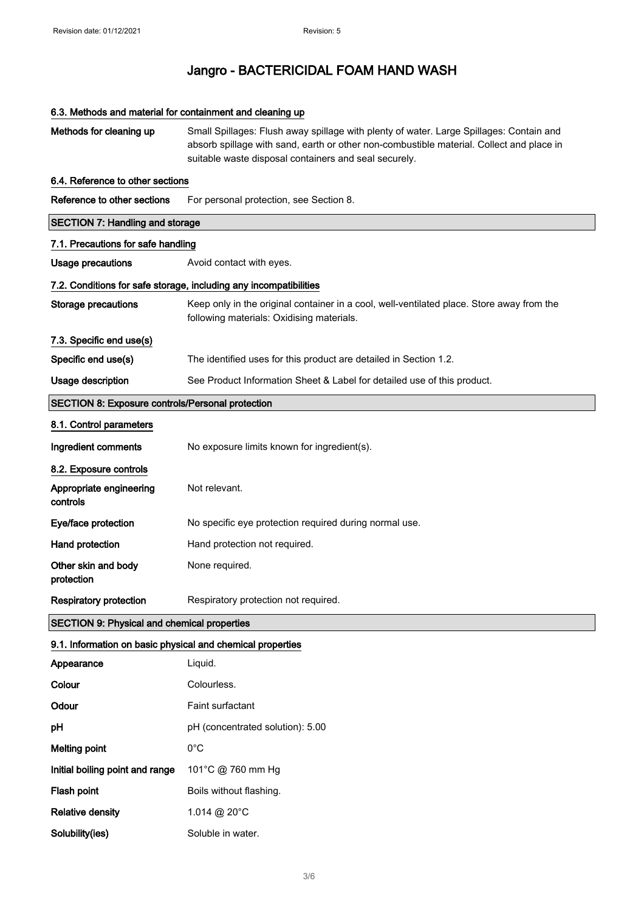### 6.3. Methods and material for containment and cleaning up

| | |
|---|---|
| **Methods for cleaning up** | Small Spillages: Flush away spillage with plenty of water. Large Spillages: Contain and absorb spillage with sand, earth or other non-combustible material. Collect and place in suitable waste disposal containers and seal securely. |

### 6.4. Reference to other sections

| | |
|---|---|
| **Reference to other sections** | For personal protection, see Section 8. |

## SECTION 7: Handling and storage

### 7.1. Precautions for safe handling

| | |
|---|---|
| **Usage precautions** | Avoid contact with eyes. |

### 7.2. Conditions for safe storage, including any incompatibilities

| | |
|---|---|
| **Storage precautions** | Keep only in the original container in a cool, well-ventilated place. Store away from the following materials: Oxidising materials. |

### 7.3. Specific end use(s)

| | |
|---|---|
| **Specific end use(s)** | The identified uses for this product are detailed in Section 1.2. |
| **Usage description** | See Product Information Sheet & Label for detailed use of this product. |

## SECTION 8: Exposure controls/Personal protection

### 8.1. Control parameters

| | |
|---|---|
| **Ingredient comments** | No exposure limits known for ingredient(s). |

### 8.2. Exposure controls

| | |
|---|---|
| **Appropriate engineering controls** | Not relevant. |
| **Eye/face protection** | No specific eye protection required during normal use. |
| **Hand protection** | Hand protection not required. |
| **Other skin and body protection** | None required. |
| **Respiratory protection** | Respiratory protection not required. |

## SECTION 9: Physical and chemical properties

### 9.1. Information on basic physical and chemical properties

| | |
|---|---|
| **Appearance** | Liquid. |
| **Colour** | Colourless. |
| **Odour** | Faint surfactant |
| **pH** | pH (concentrated solution): 5.00 |
| **Melting point** | 0°C |
| **Initial boiling point and range** | 101°C @ 760 mm Hg |
| **Flash point** | Boils without flashing. |
| **Relative density** | 1.014 @ 20°C |
| **Solubility(ies)** | Soluble in water. |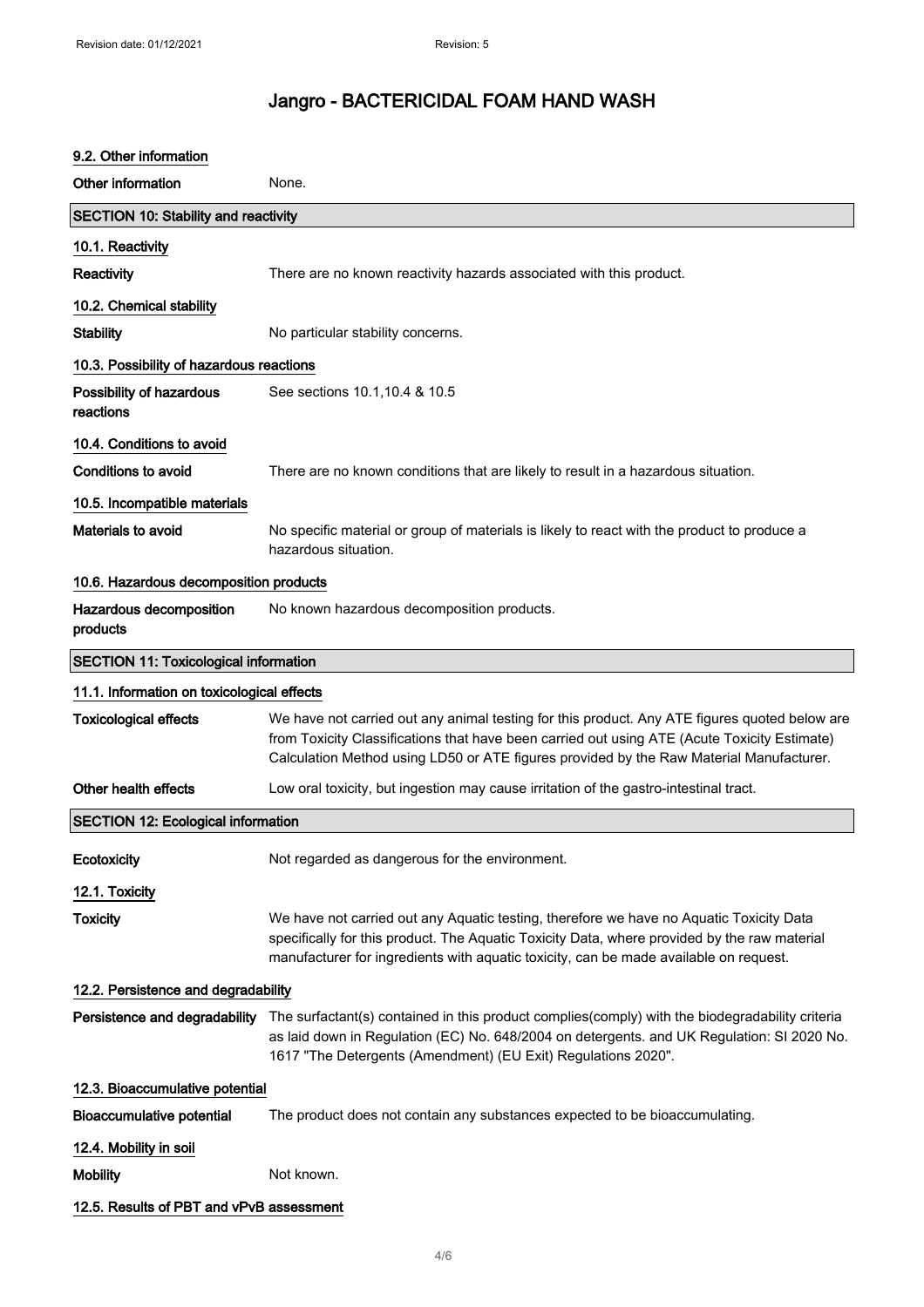## 9.2. Other information

**Other information** None.

## SECTION 10: Stability and reactivity

### 10.1. Reactivity

**Reactivity** There are no known reactivity hazards associated with this product.

### 10.2. Chemical stability

**Stability** No particular stability concerns.

### 10.3. Possibility of hazardous reactions

**Possibility of hazardous reactions** See sections 10.1,10.4 & 10.5

### 10.4. Conditions to avoid

**Conditions to avoid** There are no known conditions that are likely to result in a hazardous situation.

### 10.5. Incompatible materials

**Materials to avoid** No specific material or group of materials is likely to react with the product to produce a hazardous situation.

### 10.6. Hazardous decomposition products

**Hazardous decomposition products** No known hazardous decomposition products.

## SECTION 11: Toxicological information

### 11.1. Information on toxicological effects

**Toxicological effects** We have not carried out any animal testing for this product. Any ATE figures quoted below are from Toxicity Classifications that have been carried out using ATE (Acute Toxicity Estimate) Calculation Method using LD50 or ATE figures provided by the Raw Material Manufacturer.

**Other health effects** Low oral toxicity, but ingestion may cause irritation of the gastro-intestinal tract.

## SECTION 12: Ecological information

**Ecotoxicity** Not regarded as dangerous for the environment.

### 12.1. Toxicity

**Toxicity** We have not carried out any Aquatic testing, therefore we have no Aquatic Toxicity Data specifically for this product. The Aquatic Toxicity Data, where provided by the raw material manufacturer for ingredients with aquatic toxicity, can be made available on request.

### 12.2. Persistence and degradability

**Persistence and degradability** The surfactant(s) contained in this product complies(comply) with the biodegradability criteria as laid down in Regulation (EC) No. 648/2004 on detergents. and UK Regulation: SI 2020 No. 1617 "The Detergents (Amendment) (EU Exit) Regulations 2020".

### 12.3. Bioaccumulative potential

**Bioaccumulative potential** The product does not contain any substances expected to be bioaccumulating.

### 12.4. Mobility in soil

**Mobility** Not known.

### 12.5. Results of PBT and vPvB assessment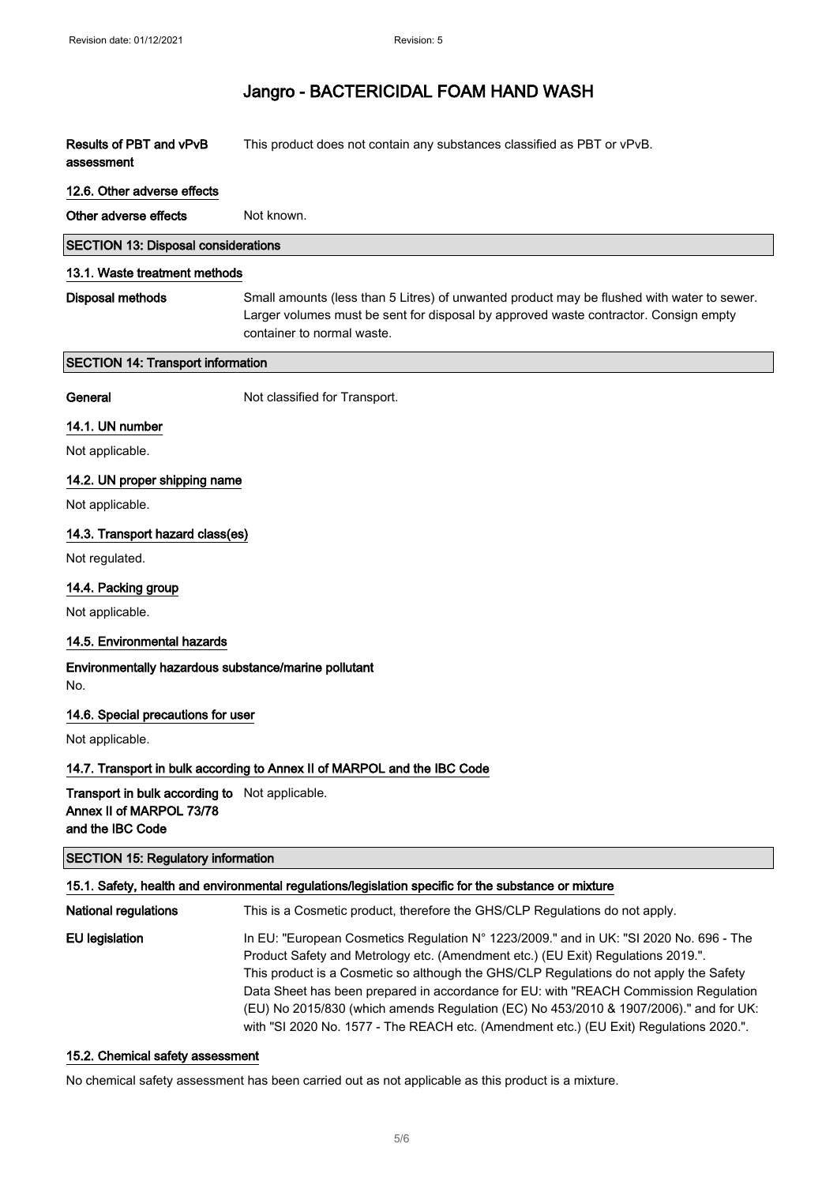**Results of PBT and vPvB assessment** This product does not contain any substances classified as PBT or vPvB.

### 12.6. Other adverse effects

**Other adverse effects** Not known.

## SECTION 13: Disposal considerations

### 13.1. Waste treatment methods

**Disposal methods** Small amounts (less than 5 Litres) of unwanted product may be flushed with water to sewer. Larger volumes must be sent for disposal by approved waste contractor. Consign empty container to normal waste.

## SECTION 14: Transport information

**General** Not classified for Transport.

### 14.1. UN number

Not applicable.

### 14.2. UN proper shipping name

Not applicable.

### 14.3. Transport hazard class(es)

Not regulated.

### 14.4. Packing group

Not applicable.

### 14.5. Environmental hazards

**Environmentally hazardous substance/marine pollutant**

No.

### 14.6. Special precautions for user

Not applicable.

### 14.7. Transport in bulk according to Annex II of MARPOL and the IBC Code

**Transport in bulk according to Annex II of MARPOL 73/78 and the IBC Code** Not applicable.

## SECTION 15: Regulatory information

### 15.1. Safety, health and environmental regulations/legislation specific for the substance or mixture

**National regulations** This is a Cosmetic product, therefore the GHS/CLP Regulations do not apply.

**EU legislation** In EU: "European Cosmetics Regulation N° 1223/2009." and in UK: "SI 2020 No. 696 - The Product Safety and Metrology etc. (Amendment etc.) (EU Exit) Regulations 2019.". This product is a Cosmetic so although the GHS/CLP Regulations do not apply the Safety Data Sheet has been prepared in accordance for EU: with "REACH Commission Regulation (EU) No 2015/830 (which amends Regulation (EC) No 453/2010 & 1907/2006)." and for UK: with "SI 2020 No. 1577 - The REACH etc. (Amendment etc.) (EU Exit) Regulations 2020.".

### 15.2. Chemical safety assessment

No chemical safety assessment has been carried out as not applicable as this product is a mixture.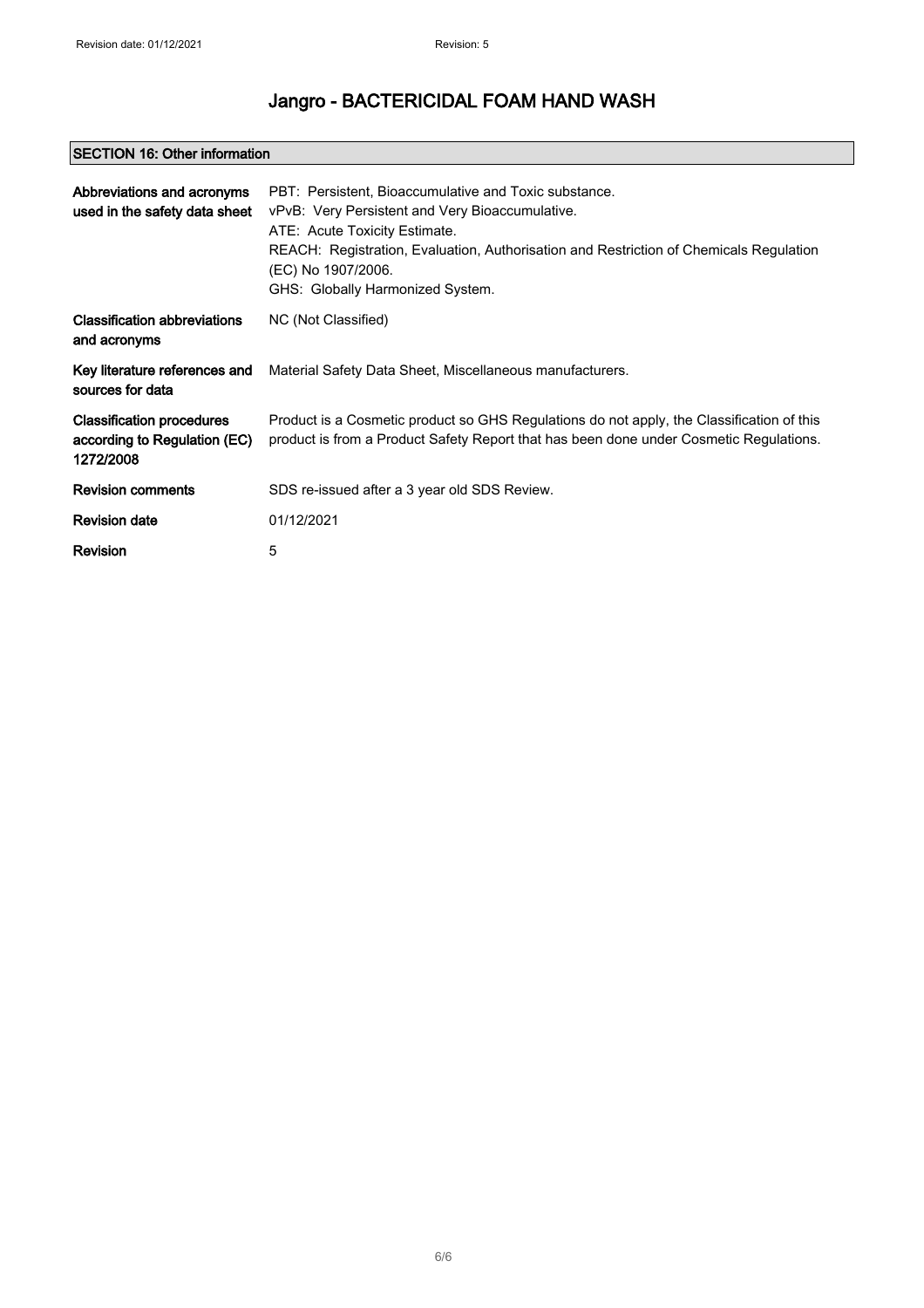# Jangro - BACTERICIDAL FOAM HAND WASH

## SECTION 16: Other information

| | |
|---|---|
| **Abbreviations and acronyms used in the safety data sheet** | PBT: Persistent, Bioaccumulative and Toxic substance.<br>vPvB: Very Persistent and Very Bioaccumulative.<br>ATE: Acute Toxicity Estimate.<br>REACH: Registration, Evaluation, Authorisation and Restriction of Chemicals Regulation (EC) No 1907/2006.<br>GHS: Globally Harmonized System. |
| **Classification abbreviations and acronyms** | NC (Not Classified) |
| **Key literature references and sources for data** | Material Safety Data Sheet, Miscellaneous manufacturers. |
| **Classification procedures according to Regulation (EC) 1272/2008** | Product is a Cosmetic product so GHS Regulations do not apply, the Classification of this product is from a Product Safety Report that has been done under Cosmetic Regulations. |
| **Revision comments** | SDS re-issued after a 3 year old SDS Review. |
| **Revision date** | 01/12/2021 |
| **Revision** | 5 |